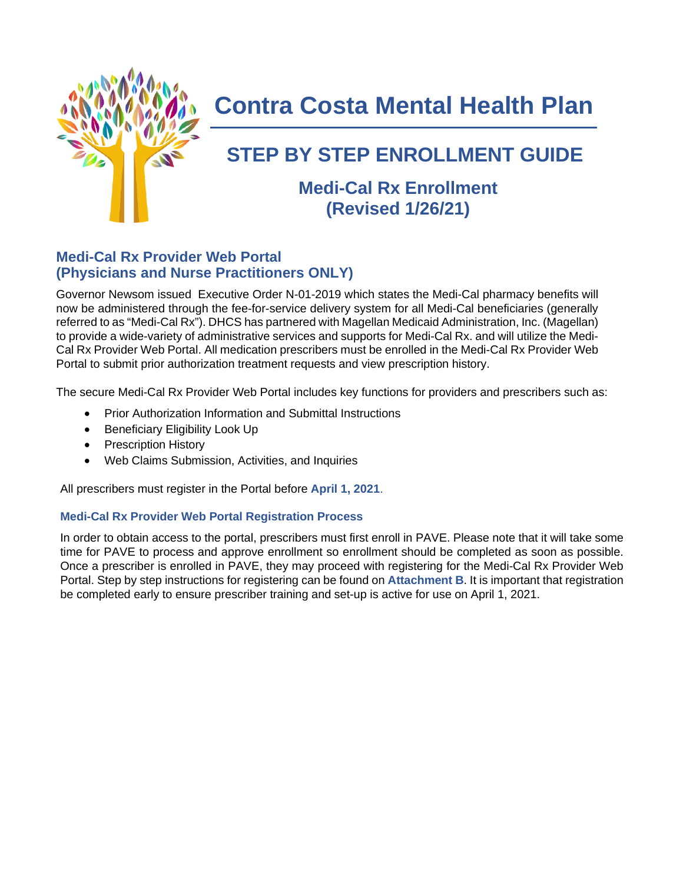# Contra Costa Mental Health Plan

## STEP BY STEP ENROLLMENT GUIDE

### Medi-Cal Rx Enrollment (Revised 1/26/21)

### Medi-Cal Rx Provider Web Portal (Physicians and Nurse Practitioners ONLY)

Governor Newsom issued Executive Order N-01-2019 which states the Medi-Cal pharmacy benefits will now be administered through the fee-for-service delivery system for all Medi-Cal beneficiaries (generally referred to as "Medi-Cal Rx"). DHCS has partnered with Magellan Medicaid Administration, Inc. (Magellan) to provide a wide-variety of administrative services and supports for Medi-Cal Rx. and will utilize the Medi-Cal Rx Provider Web Portal. All medication prescribers must be enrolled in the Medi-Cal Rx Provider Web Portal to submit prior authorization treatment requests and view prescription history.

The secure Medi-Cal Rx Provider Web Portal includes key functions for providers and prescribers such as:

- Prior Authorization Information and Submittal Instructions
- Beneficiary Eligibility Look Up
- Prescription History
- Web Claims Submission, Activities, and Inquiries

All prescribers must register in the Portal before **April 1, 2021**.

#### Medi-Cal Rx Provider Web Portal Registration Process

In order to obtain access to the portal, prescribers must first enroll in PAVE. Please note that it will take some time for PAVE to process and approve enrollment so enrollment should be completed as soon as possible. Once a prescriber is enrolled in PAVE, they may proceed with registering for the Medi-Cal Rx Provider Web Portal. Step by step instructions for registering can be found on **Attachment B**. It is important that registration be completed early to ensure prescriber training and set-up is active for use on April 1, 2021.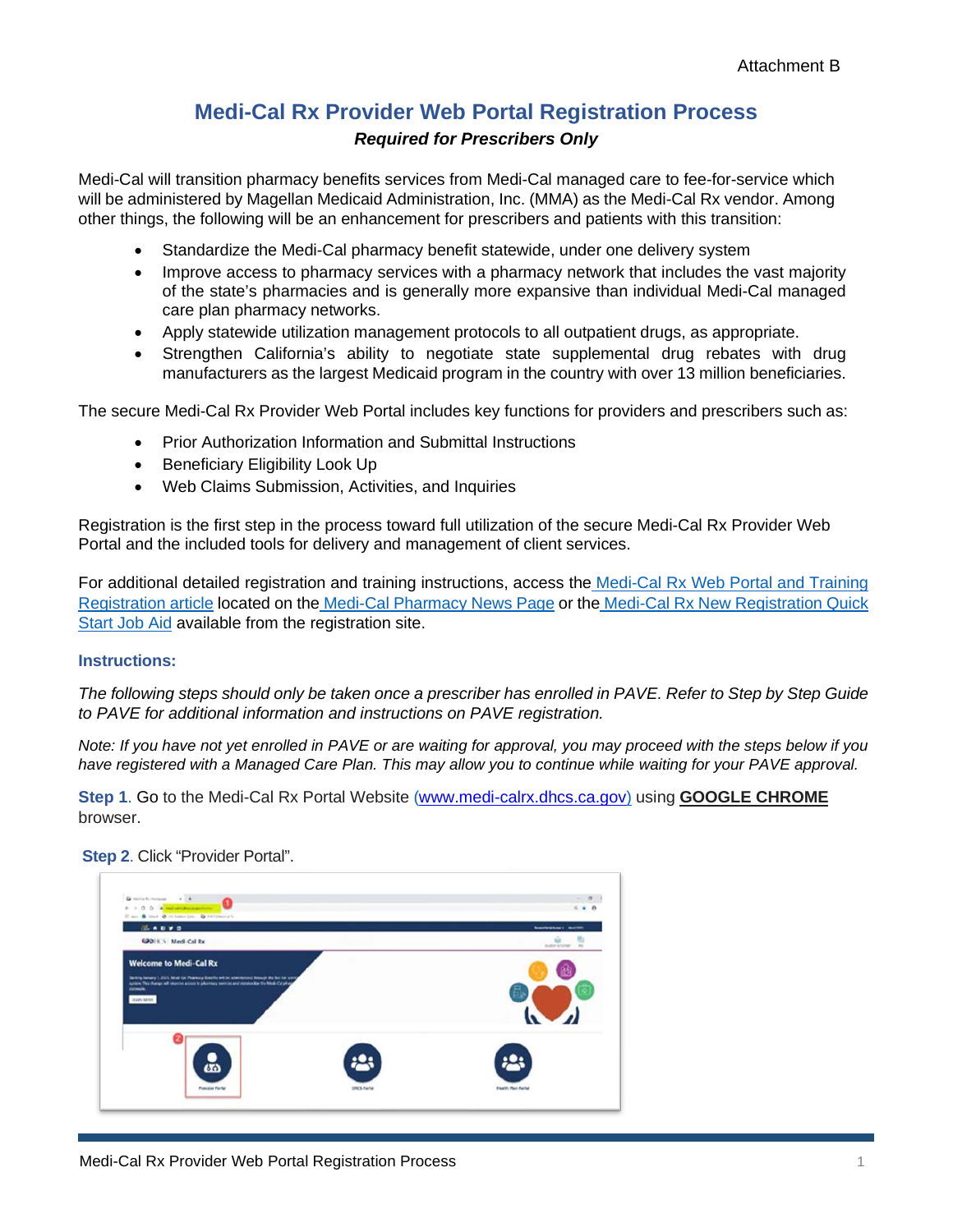Attachment B

# Medi-Cal Rx Provider Web Portal Registration Process

***Required for Prescribers Only***

Medi-Cal will transition pharmacy benefits services from Medi-Cal managed care to fee-for-service which will be administered by Magellan Medicaid Administration, Inc. (MMA) as the Medi-Cal Rx vendor. Among other things, the following will be an enhancement for prescribers and patients with this transition:

- Standardize the Medi-Cal pharmacy benefit statewide, under one delivery system
- Improve access to pharmacy services with a pharmacy network that includes the vast majority of the state's pharmacies and is generally more expansive than individual Medi-Cal managed care plan pharmacy networks.
- Apply statewide utilization management protocols to all outpatient drugs, as appropriate.
- Strengthen California's ability to negotiate state supplemental drug rebates with drug manufacturers as the largest Medicaid program in the country with over 13 million beneficiaries.

The secure Medi-Cal Rx Provider Web Portal includes key functions for providers and prescribers such as:

- Prior Authorization Information and Submittal Instructions
- Beneficiary Eligibility Look Up
- Web Claims Submission, Activities, and Inquiries

Registration is the first step in the process toward full utilization of the secure Medi-Cal Rx Provider Web Portal and the included tools for delivery and management of client services.

For additional detailed registration and training instructions, access the Medi-Cal Rx Web Portal and Training Registration article located on the Medi-Cal Pharmacy News Page or the Medi-Cal Rx New Registration Quick Start Job Aid available from the registration site.

### Instructions:

*The following steps should only be taken once a prescriber has enrolled in PAVE. Refer to Step by Step Guide to PAVE for additional information and instructions on PAVE registration.*

*Note: If you have not yet enrolled in PAVE or are waiting for approval, you may proceed with the steps below if you have registered with a Managed Care Plan. This may allow you to continue while waiting for your PAVE approval.*

**Step 1**. Go to the Medi-Cal Rx Portal Website (www.medi-calrx.dhcs.ca.gov) using **GOOGLE CHROME** browser.

**Step 2**. Click "Provider Portal".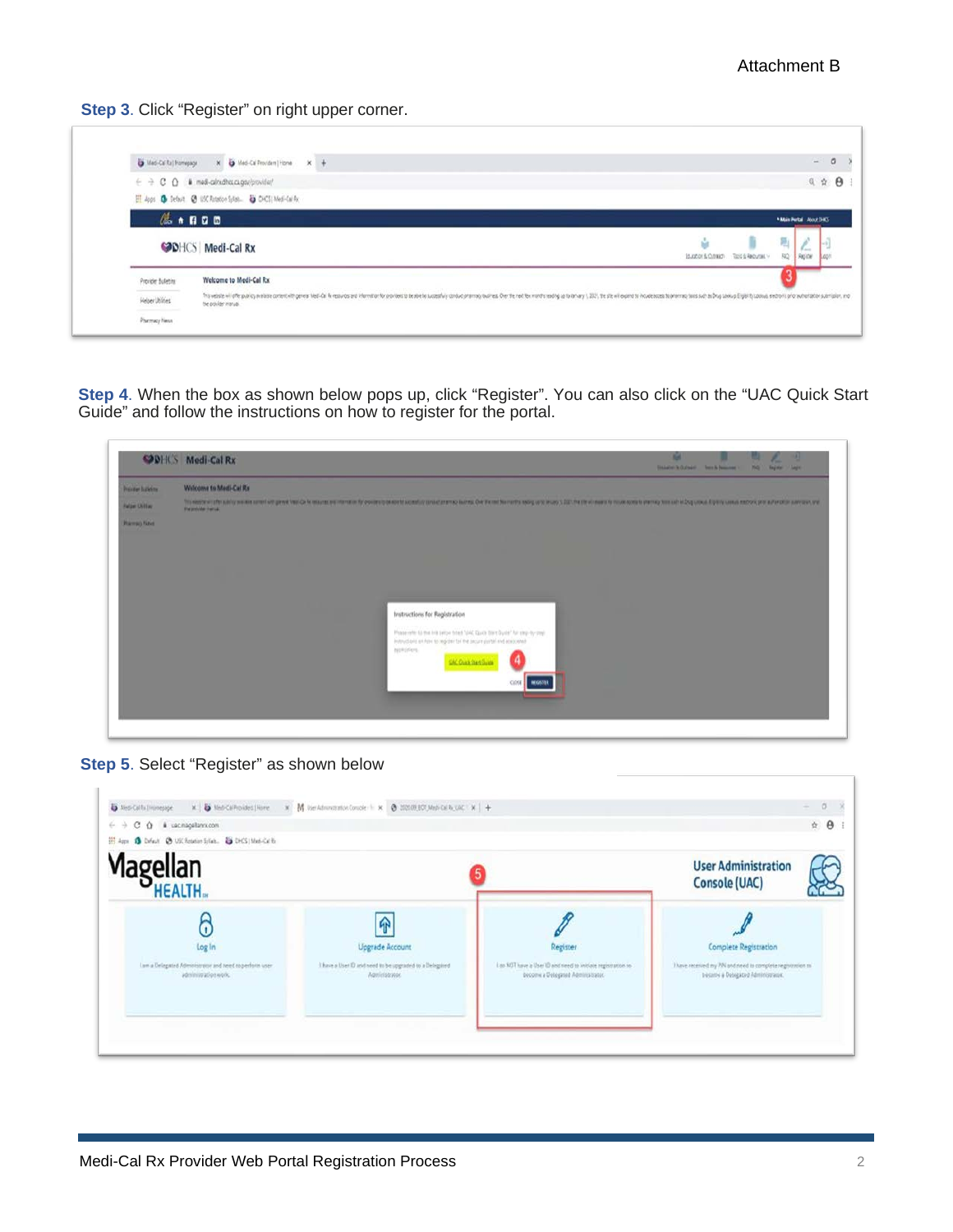Attachment B

**Step 3**. Click “Register” on right upper corner.

**Step 4**. When the box as shown below pops up, click “Register”. You can also click on the “UAC Quick Start Guide” and follow the instructions on how to register for the portal.

**Step 5**. Select “Register” as shown below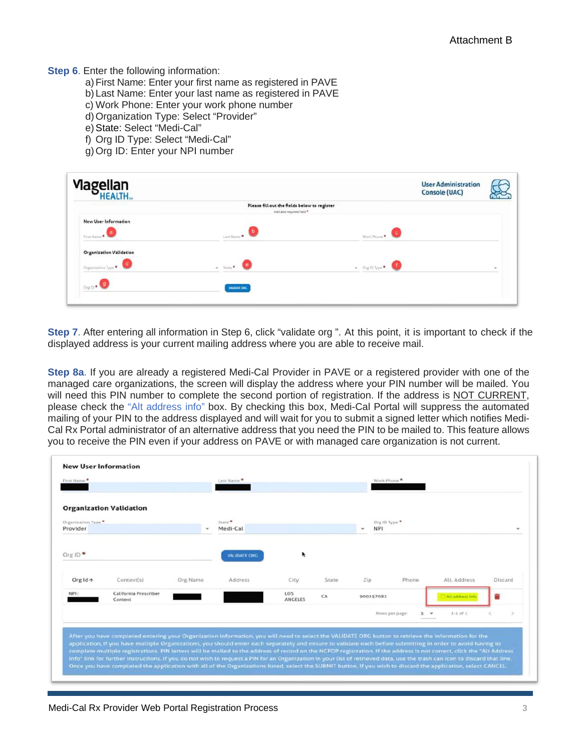**Step 6**. Enter the following information:

a) First Name: Enter your first name as registered in PAVE
b) Last Name: Enter your last name as registered in PAVE
c) Work Phone: Enter your work phone number
d) Organization Type: Select “Provider”
e) State: Select “Medi-Cal”
f) Org ID Type: Select “Medi-Cal”
g) Org ID: Enter your NPI number

**Step 7**. After entering all information in Step 6, click “validate org ”. At this point, it is important to check if the displayed address is your current mailing address where you are able to receive mail.

**Step 8a**. If you are already a registered Medi-Cal Provider in PAVE or a registered provider with one of the managed care organizations, the screen will display the address where your PIN number will be mailed. You will need this PIN number to complete the second portion of registration. If the address is <u>NOT CURRENT</u>, please check the “Alt address info” box. By checking this box, Medi-Cal Portal will suppress the automated mailing of your PIN to the address displayed and will wait for you to submit a signed letter which notifies Medi-Cal Rx Portal administrator of an alternative address that you need the PIN to be mailed to. This feature allows you to receive the PIN even if your address on PAVE or with managed care organization is not current.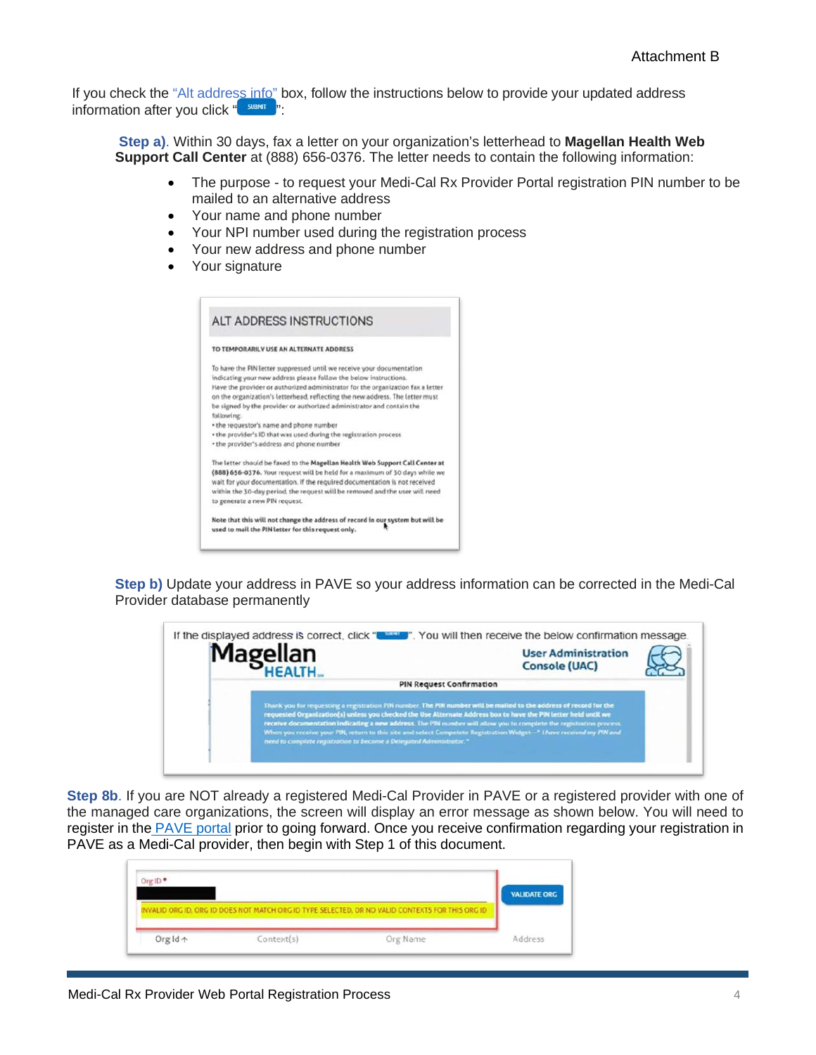Attachment B

If you check the "Alt address info" box, follow the instructions below to provide your updated address information after you click "SUBMIT":

**Step a)**. Within 30 days, fax a letter on your organization's letterhead to **Magellan Health Web Support Call Center** at (888) 656-0376. The letter needs to contain the following information:

- The purpose - to request your Medi-Cal Rx Provider Portal registration PIN number to be mailed to an alternative address
- Your name and phone number
- Your NPI number used during the registration process
- Your new address and phone number
- Your signature

ALT ADDRESS INSTRUCTIONS

TO TEMPORARILY USE AN ALTERNATE ADDRESS

To have the PIN letter suppressed until we receive your documentation indicating your new address please follow the below instructions.
Have the provider or authorized administrator for the organization fax a letter on the organization's letterhead, reflecting the new address. The letter must be signed by the provider or authorized administrator and contain the following:
• the requestor's name and phone number
• the provider's ID that was used during the registration process
• the provider's address and phone number

The letter should be faxed to the **Magellan Health Web Support Call Center at (888) 656-0376.** Your request will be held for a maximum of 30 days while we wait for your documentation. If the required documentation is not received within the 30-day period, the request will be removed and the user will need to generate a new PIN request.

**Note that this will not change the address of record in our system but will be used to mail the PIN letter for this request only.**

**Step b)** Update your address in PAVE so your address information can be corrected in the Medi-Cal Provider database permanently

If the displayed address is correct, click "SUBMIT". You will then receive the below confirmation message.

Magellan HEALTH — User Administration Console (UAC)

PIN Request Confirmation

Thank you for requesting a registration PIN number. The PIN number will be mailed to the address of record for the requested Organization(s) unless you checked the Use Alternate Address box to have the PIN letter held until we receive documentation indicating a new address. The PIN number will allow you to complete the registration process. When you receive your PIN, return to this site and select Complete Registration Widget— "I have received my PIN and need to complete registration to become a Delegated Administrator."

**Step 8b**. If you are NOT already a registered Medi-Cal Provider in PAVE or a registered provider with one of the managed care organizations, the screen will display an error message as shown below. You will need to register in the PAVE portal prior to going forward. Once you receive confirmation regarding your registration in PAVE as a Medi-Cal provider, then begin with Step 1 of this document.

Org ID *

INVALID ORG ID, ORG ID DOES NOT MATCH ORG ID TYPE SELECTED, OR NO VALID CONTEXTS FOR THIS ORG ID

VALIDATE ORG

| Org Id ↑ | Context(s) | Org Name | Address |
|---|---|---|---|

Medi-Cal Rx Provider Web Portal Registration Process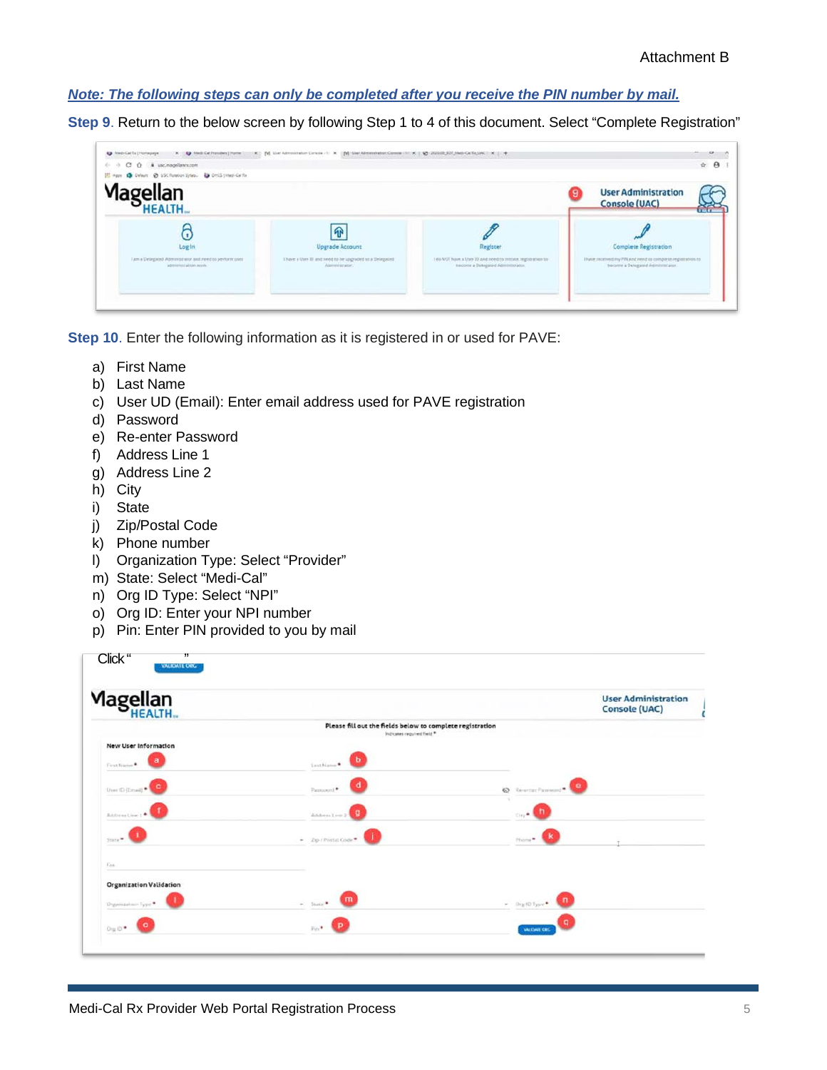***Note: The following steps can only be completed after you receive the PIN number by mail.***

**Step 9**. Return to the below screen by following Step 1 to 4 of this document. Select "Complete Registration"

**Step 10**. Enter the following information as it is registered in or used for PAVE:

a) First Name
b) Last Name
c) User UD (Email): Enter email address used for PAVE registration
d) Password
e) Re-enter Password
f) Address Line 1
g) Address Line 2
h) City
i) State
j) Zip/Postal Code
k) Phone number
l) Organization Type: Select "Provider"
m) State: Select "Medi-Cal"
n) Org ID Type: Select "NPI"
o) Org ID: Enter your NPI number
p) Pin: Enter PIN provided to you by mail

Click " VALIDATE ORG "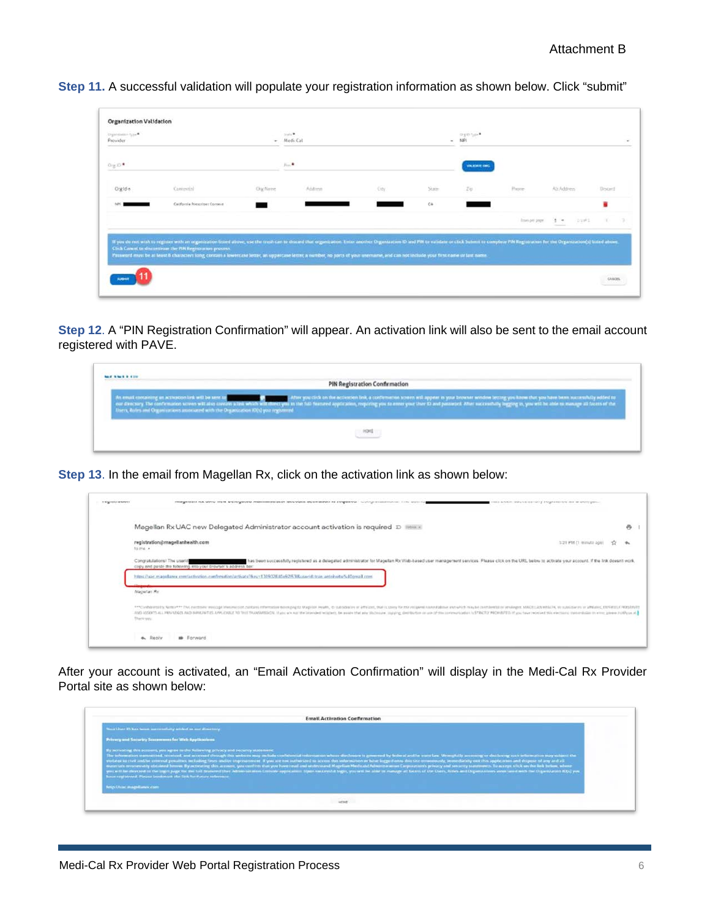**Step 11.** A successful validation will populate your registration information as shown below. Click "submit"

**Step 12**. A "PIN Registration Confirmation" will appear. An activation link will also be sent to the email account registered with PAVE.

**Step 13**. In the email from Magellan Rx, click on the activation link as shown below:

After your account is activated, an "Email Activation Confirmation" will display in the Medi-Cal Rx Provider Portal site as shown below: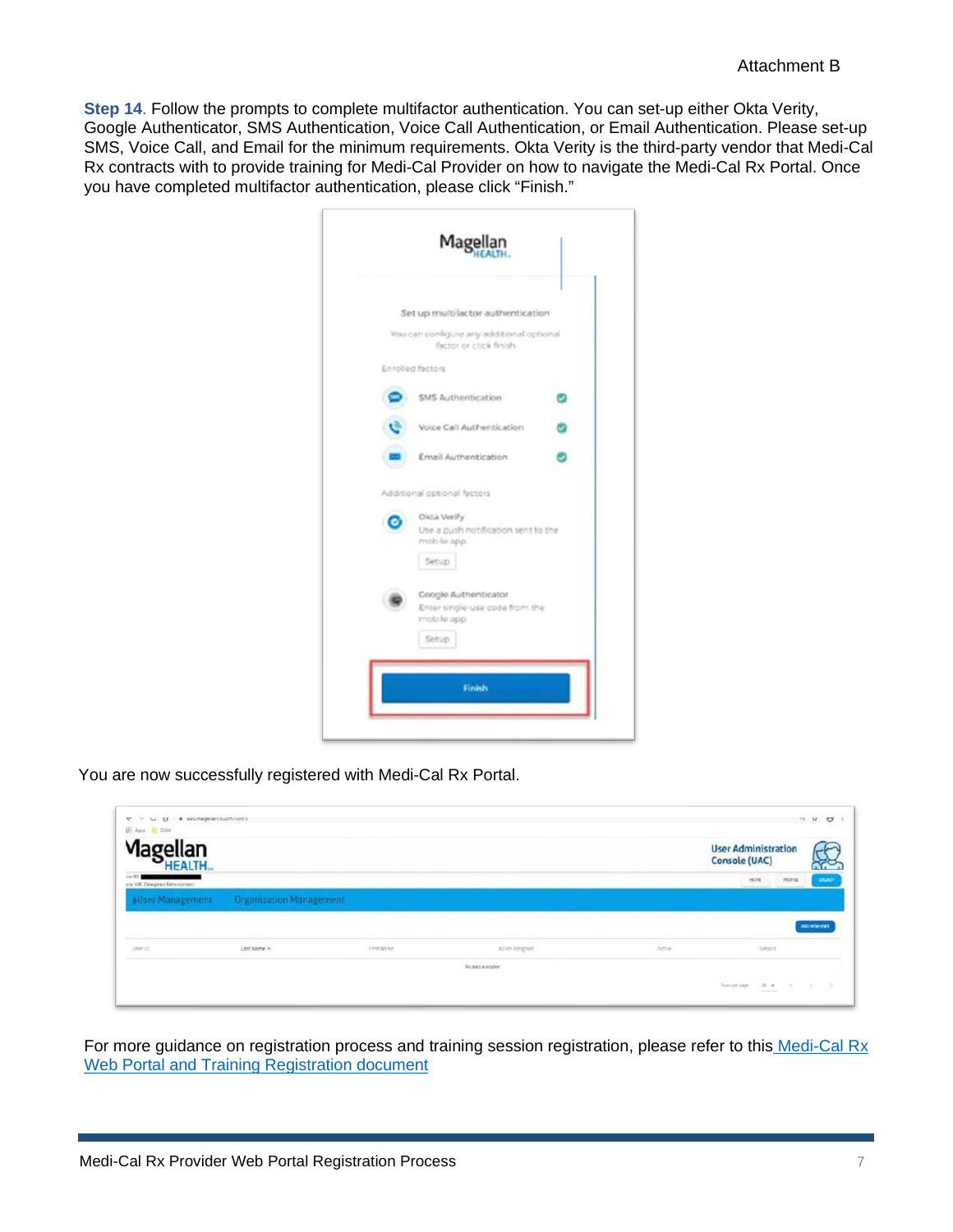Attachment B

**Step 14**. Follow the prompts to complete multifactor authentication. You can set-up either Okta Verity, Google Authenticator, SMS Authentication, Voice Call Authentication, or Email Authentication. Please set-up SMS, Voice Call, and Email for the minimum requirements. Okta Verity is the third-party vendor that Medi-Cal Rx contracts with to provide training for Medi-Cal Provider on how to navigate the Medi-Cal Rx Portal. Once you have completed multifactor authentication, please click "Finish."

You are now successfully registered with Medi-Cal Rx Portal.

For more guidance on registration process and training session registration, please refer to this [Medi-Cal Rx Web Portal and Training Registration document](#)